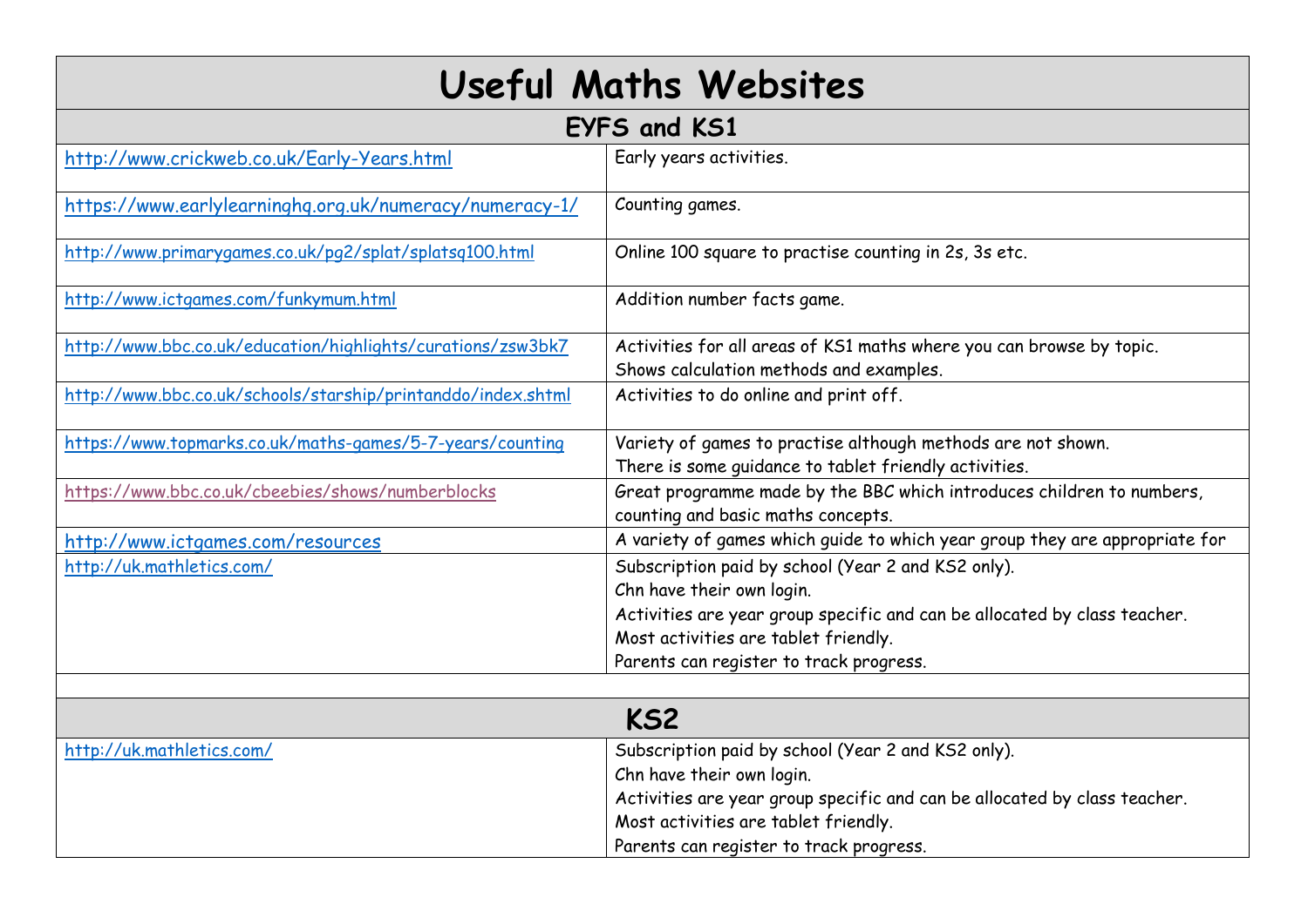# Useful Maths Websites

## EYFS and KS1

| Website | Description |
|---|---|
| http://www.crickweb.co.uk/Early-Years.html | Early years activities. |
| https://www.earlylearninghq.org.uk/numeracy/numeracy-1/ | Counting games. |
| http://www.primarygames.co.uk/pg2/splat/splatsq100.html | Online 100 square to practise counting in 2s, 3s etc. |
| http://www.ictgames.com/funkymum.html | Addition number facts game. |
| http://www.bbc.co.uk/education/highlights/curations/zsw3bk7 | Activities for all areas of KS1 maths where you can browse by topic. Shows calculation methods and examples. |
| http://www.bbc.co.uk/schools/starship/printanddo/index.shtml | Activities to do online and print off. |
| https://www.topmarks.co.uk/maths-games/5-7-years/counting | Variety of games to practise although methods are not shown. There is some guidance to tablet friendly activities. |
| https://www.bbc.co.uk/cbeebies/shows/numberblocks | Great programme made by the BBC which introduces children to numbers, counting and basic maths concepts. |
| http://www.ictgames.com/resources | A variety of games which guide to which year group they are appropriate for |
| http://uk.mathletics.com/ | Subscription paid by school (Year 2 and KS2 only). Chn have their own login. Activities are year group specific and can be allocated by class teacher. Most activities are tablet friendly. Parents can register to track progress. |

## KS2

| Website | Description |
|---|---|
| http://uk.mathletics.com/ | Subscription paid by school (Year 2 and KS2 only). Chn have their own login. Activities are year group specific and can be allocated by class teacher. Most activities are tablet friendly. Parents can register to track progress. |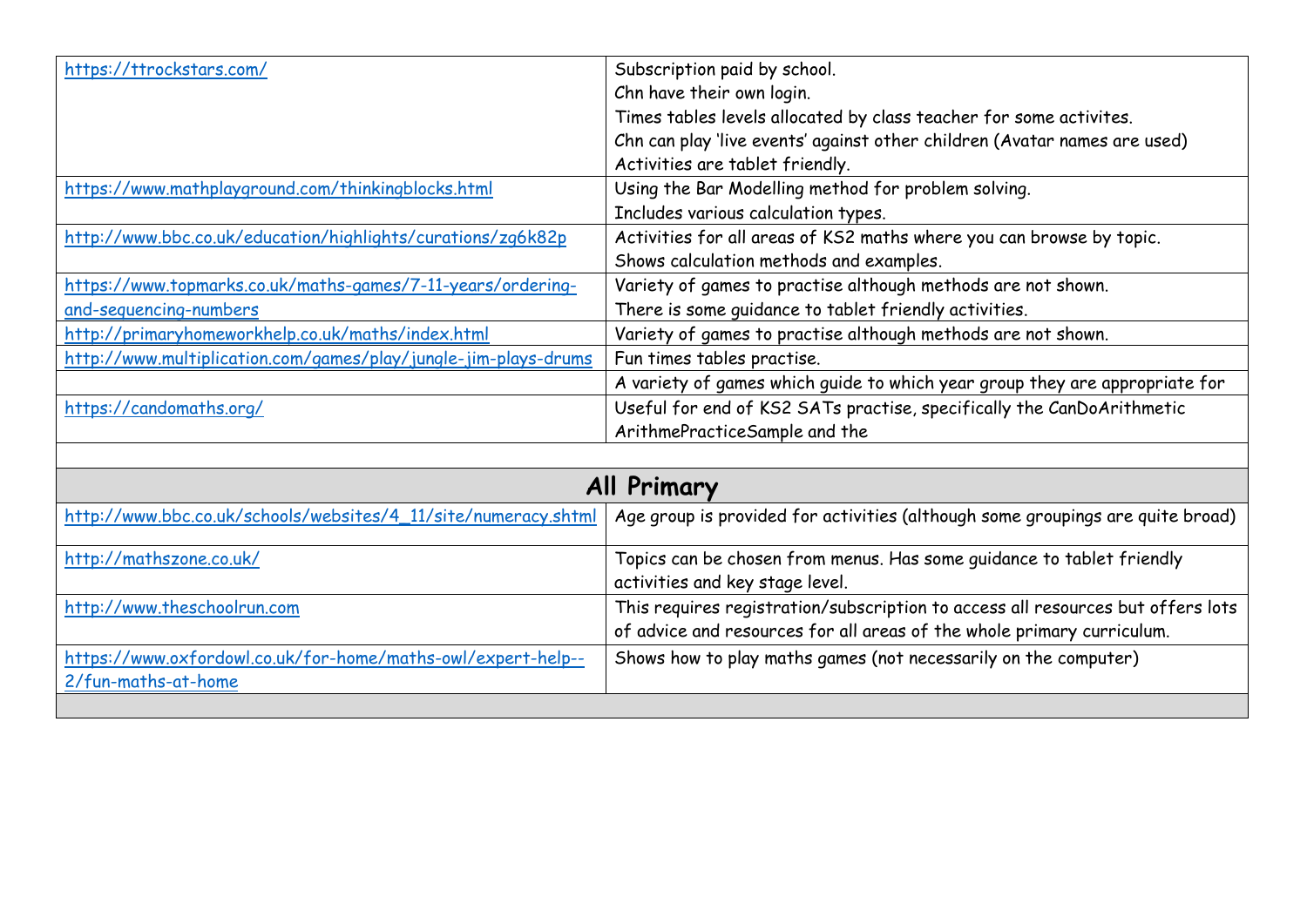| | |
|---|---|
| https://ttrockstars.com/ | Subscription paid by school.<br>Chn have their own login.<br>Times tables levels allocated by class teacher for some activites.<br>Chn can play 'live events' against other children (Avatar names are used)<br>Activities are tablet friendly. |
| https://www.mathplayground.com/thinkingblocks.html | Using the Bar Modelling method for problem solving.<br>Includes various calculation types. |
| http://www.bbc.co.uk/education/highlights/curations/zg6k82p | Activities for all areas of KS2 maths where you can browse by topic.<br>Shows calculation methods and examples. |
| https://www.topmarks.co.uk/maths-games/7-11-years/ordering-and-sequencing-numbers | Variety of games to practise although methods are not shown.<br>There is some guidance to tablet friendly activities. |
| http://primaryhomeworkhelp.co.uk/maths/index.html | Variety of games to practise although methods are not shown. |
| http://www.multiplication.com/games/play/jungle-jim-plays-drums | Fun times tables practise. |
| | A variety of games which guide to which year group they are appropriate for |
| https://candomaths.org/ | Useful for end of KS2 SATs practise, specifically the CanDoArithmetic ArithmePracticeSample and the |
| | |
| **All Primary** | |
| http://www.bbc.co.uk/schools/websites/4_11/site/numeracy.shtml | Age group is provided for activities (although some groupings are quite broad) |
| http://mathszone.co.uk/ | Topics can be chosen from menus. Has some guidance to tablet friendly activities and key stage level. |
| http://www.theschoolrun.com | This requires registration/subscription to access all resources but offers lots of advice and resources for all areas of the whole primary curriculum. |
| https://www.oxfordowl.co.uk/for-home/maths-owl/expert-help--2/fun-maths-at-home | Shows how to play maths games (not necessarily on the computer) |
| | |